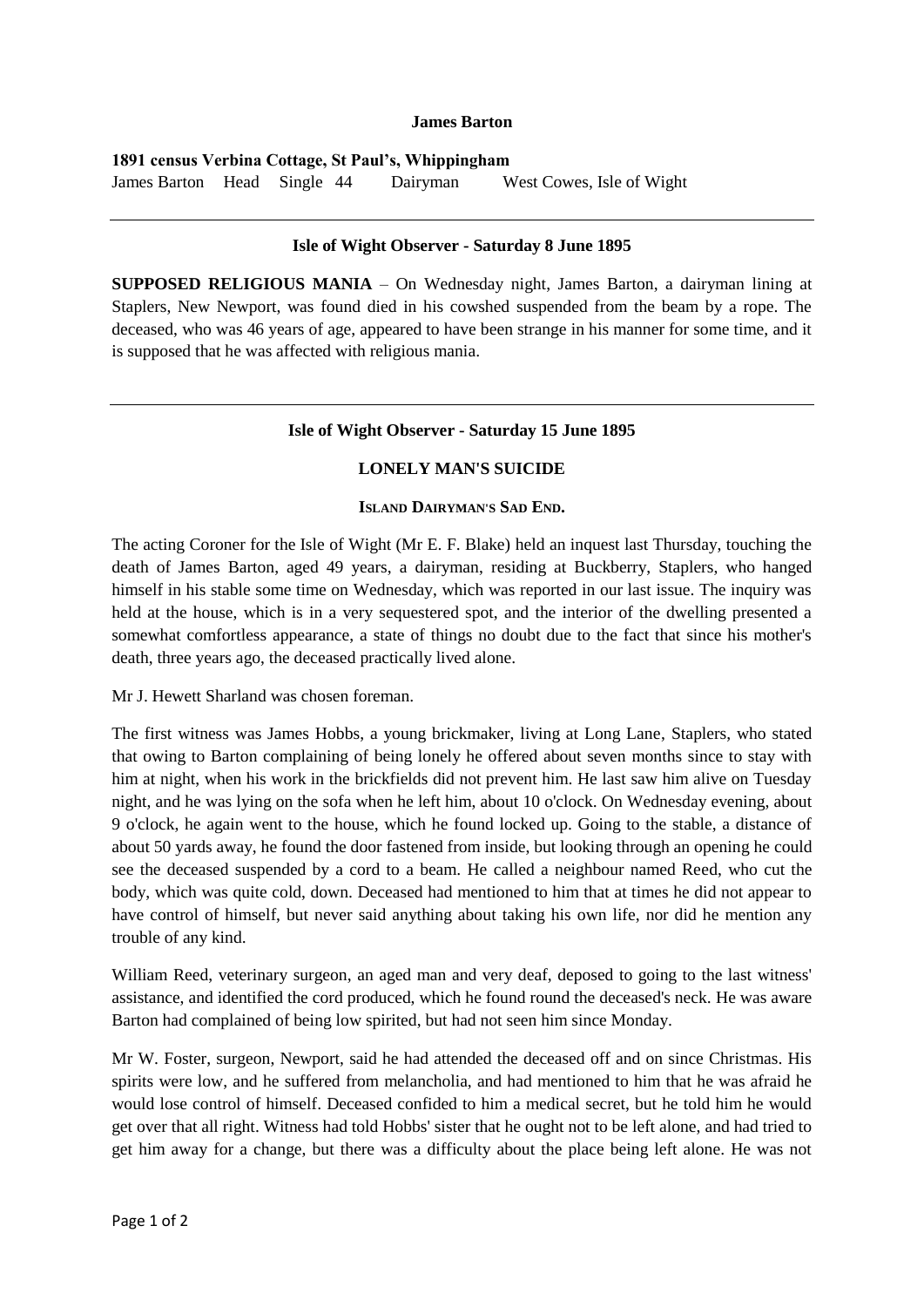**James Barton**

**1891 census Verbina Cottage, St Paul's, Whippingham**

James Barton Head Single 44 Dairyman West Cowes, Isle of Wight

---

**Isle of Wight Observer - Saturday 8 June 1895**

**SUPPOSED RELIGIOUS MANIA** – On Wednesday night, James Barton, a dairyman lining at Staplers, New Newport, was found died in his cowshed suspended from the beam by a rope. The deceased, who was 46 years of age, appeared to have been strange in his manner for some time, and it is supposed that he was affected with religious mania.

---

**Isle of Wight Observer - Saturday 15 June 1895**

**LONELY MAN'S SUICIDE**

**ISLAND DAIRYMAN'S SAD END.**

The acting Coroner for the Isle of Wight (Mr E. F. Blake) held an inquest last Thursday, touching the death of James Barton, aged 49 years, a dairyman, residing at Buckberry, Staplers, who hanged himself in his stable some time on Wednesday, which was reported in our last issue. The inquiry was held at the house, which is in a very sequestered spot, and the interior of the dwelling presented a somewhat comfortless appearance, a state of things no doubt due to the fact that since his mother's death, three years ago, the deceased practically lived alone.

Mr J. Hewett Sharland was chosen foreman.

The first witness was James Hobbs, a young brickmaker, living at Long Lane, Staplers, who stated that owing to Barton complaining of being lonely he offered about seven months since to stay with him at night, when his work in the brickfields did not prevent him. He last saw him alive on Tuesday night, and he was lying on the sofa when he left him, about 10 o'clock. On Wednesday evening, about 9 o'clock, he again went to the house, which he found locked up. Going to the stable, a distance of about 50 yards away, he found the door fastened from inside, but looking through an opening he could see the deceased suspended by a cord to a beam. He called a neighbour named Reed, who cut the body, which was quite cold, down. Deceased had mentioned to him that at times he did not appear to have control of himself, but never said anything about taking his own life, nor did he mention any trouble of any kind.

William Reed, veterinary surgeon, an aged man and very deaf, deposed to going to the last witness' assistance, and identified the cord produced, which he found round the deceased's neck. He was aware Barton had complained of being low spirited, but had not seen him since Monday.

Mr W. Foster, surgeon, Newport, said he had attended the deceased off and on since Christmas. His spirits were low, and he suffered from melancholia, and had mentioned to him that he was afraid he would lose control of himself. Deceased confided to him a medical secret, but he told him he would get over that all right. Witness had told Hobbs' sister that he ought not to be left alone, and had tried to get him away for a change, but there was a difficulty about the place being left alone. He was not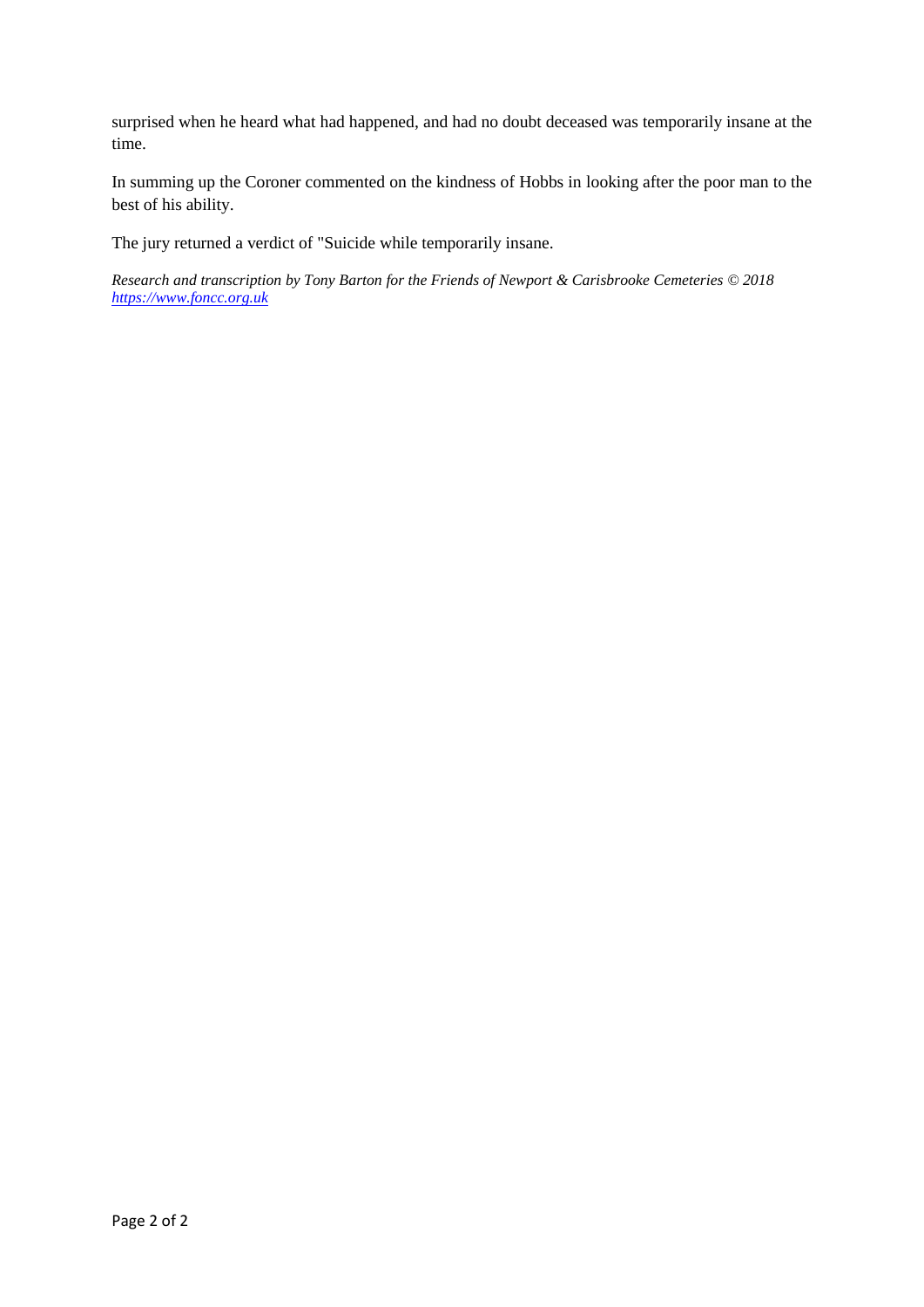surprised when he heard what had happened, and had no doubt deceased was temporarily insane at the time.

In summing up the Coroner commented on the kindness of Hobbs in looking after the poor man to the best of his ability.

The jury returned a verdict of "Suicide while temporarily insane.

*Research and transcription by Tony Barton for the Friends of Newport & Carisbrooke Cemeteries © 2018*
*[https://www.foncc.org.uk](https://www.foncc.org.uk)*